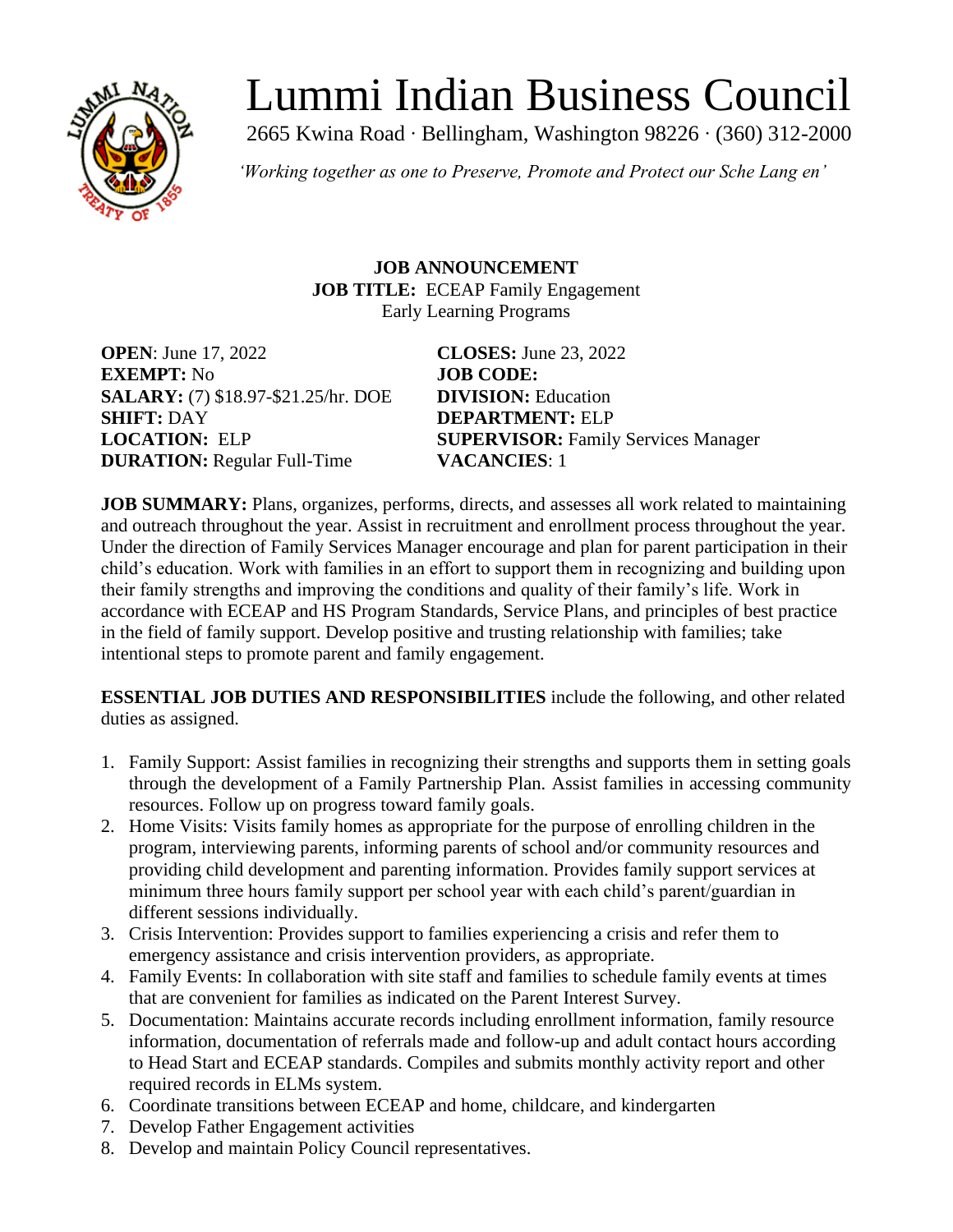# Lummi Indian Business Council

2665 Kwina Road · Bellingham, Washington 98226 · (360) 312-2000

*'Working together as one to Preserve, Promote and Protect our Sche Lang en'*

**JOB ANNOUNCEMENT**
**JOB TITLE:** ECEAP Family Engagement
Early Learning Programs

**OPEN**: June 17, 2022
**CLOSES:** June 23, 2022
**EXEMPT:** No
**JOB CODE:**
**SALARY:** (7) $18.97-$21.25/hr. DOE
**DIVISION:** Education
**SHIFT:** DAY
**DEPARTMENT:** ELP
**LOCATION:** ELP
**SUPERVISOR:** Family Services Manager
**DURATION:** Regular Full-Time
**VACANCIES**: 1

**JOB SUMMARY:** Plans, organizes, performs, directs, and assesses all work related to maintaining and outreach throughout the year. Assist in recruitment and enrollment process throughout the year. Under the direction of Family Services Manager encourage and plan for parent participation in their child's education. Work with families in an effort to support them in recognizing and building upon their family strengths and improving the conditions and quality of their family's life. Work in accordance with ECEAP and HS Program Standards, Service Plans, and principles of best practice in the field of family support. Develop positive and trusting relationship with families; take intentional steps to promote parent and family engagement.

**ESSENTIAL JOB DUTIES AND RESPONSIBILITIES** include the following, and other related duties as assigned.

1. Family Support: Assist families in recognizing their strengths and supports them in setting goals through the development of a Family Partnership Plan. Assist families in accessing community resources. Follow up on progress toward family goals.
2. Home Visits: Visits family homes as appropriate for the purpose of enrolling children in the program, interviewing parents, informing parents of school and/or community resources and providing child development and parenting information. Provides family support services at minimum three hours family support per school year with each child's parent/guardian in different sessions individually.
3. Crisis Intervention: Provides support to families experiencing a crisis and refer them to emergency assistance and crisis intervention providers, as appropriate.
4. Family Events: In collaboration with site staff and families to schedule family events at times that are convenient for families as indicated on the Parent Interest Survey.
5. Documentation: Maintains accurate records including enrollment information, family resource information, documentation of referrals made and follow-up and adult contact hours according to Head Start and ECEAP standards. Compiles and submits monthly activity report and other required records in ELMs system.
6. Coordinate transitions between ECEAP and home, childcare, and kindergarten
7. Develop Father Engagement activities
8. Develop and maintain Policy Council representatives.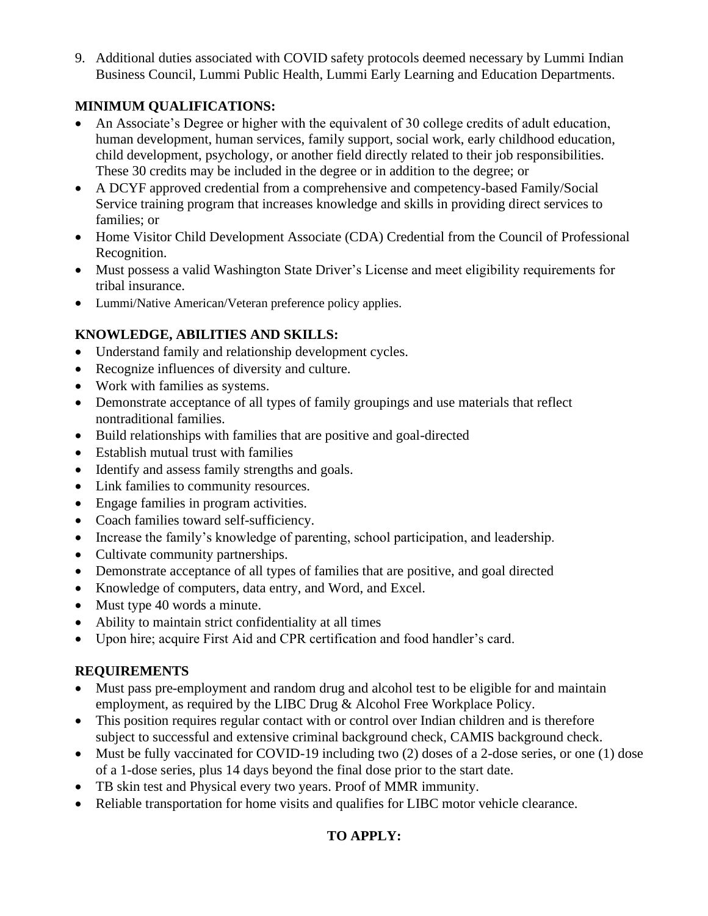9. Additional duties associated with COVID safety protocols deemed necessary by Lummi Indian Business Council, Lummi Public Health, Lummi Early Learning and Education Departments.

**MINIMUM QUALIFICATIONS:**

- An Associate's Degree or higher with the equivalent of 30 college credits of adult education, human development, human services, family support, social work, early childhood education, child development, psychology, or another field directly related to their job responsibilities. These 30 credits may be included in the degree or in addition to the degree; or
- A DCYF approved credential from a comprehensive and competency-based Family/Social Service training program that increases knowledge and skills in providing direct services to families; or
- Home Visitor Child Development Associate (CDA) Credential from the Council of Professional Recognition.
- Must possess a valid Washington State Driver's License and meet eligibility requirements for tribal insurance.
- Lummi/Native American/Veteran preference policy applies.

**KNOWLEDGE, ABILITIES AND SKILLS:**

- Understand family and relationship development cycles.
- Recognize influences of diversity and culture.
- Work with families as systems.
- Demonstrate acceptance of all types of family groupings and use materials that reflect nontraditional families.
- Build relationships with families that are positive and goal-directed
- Establish mutual trust with families
- Identify and assess family strengths and goals.
- Link families to community resources.
- Engage families in program activities.
- Coach families toward self-sufficiency.
- Increase the family's knowledge of parenting, school participation, and leadership.
- Cultivate community partnerships.
- Demonstrate acceptance of all types of families that are positive, and goal directed
- Knowledge of computers, data entry, and Word, and Excel.
- Must type 40 words a minute.
- Ability to maintain strict confidentiality at all times
- Upon hire; acquire First Aid and CPR certification and food handler's card.

**REQUIREMENTS**

- Must pass pre-employment and random drug and alcohol test to be eligible for and maintain employment, as required by the LIBC Drug & Alcohol Free Workplace Policy.
- This position requires regular contact with or control over Indian children and is therefore subject to successful and extensive criminal background check, CAMIS background check.
- Must be fully vaccinated for COVID-19 including two (2) doses of a 2-dose series, or one (1) dose of a 1-dose series, plus 14 days beyond the final dose prior to the start date.
- TB skin test and Physical every two years. Proof of MMR immunity.
- Reliable transportation for home visits and qualifies for LIBC motor vehicle clearance.

**TO APPLY:**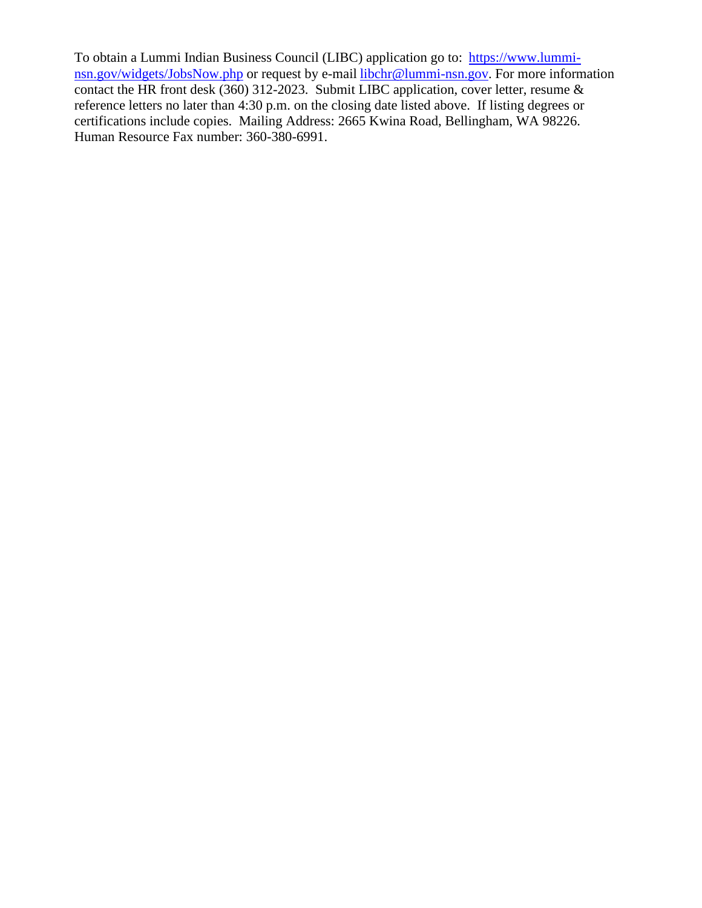To obtain a Lummi Indian Business Council (LIBC) application go to: [https://www.lummi-nsn.gov/widgets/JobsNow.php](https://www.lummi-nsn.gov/widgets/JobsNow.php) or request by e-mail [libchr@lummi-nsn.gov](mailto:libchr@lummi-nsn.gov). For more information contact the HR front desk (360) 312-2023. Submit LIBC application, cover letter, resume & reference letters no later than 4:30 p.m. on the closing date listed above. If listing degrees or certifications include copies. Mailing Address: 2665 Kwina Road, Bellingham, WA 98226. Human Resource Fax number: 360-380-6991.